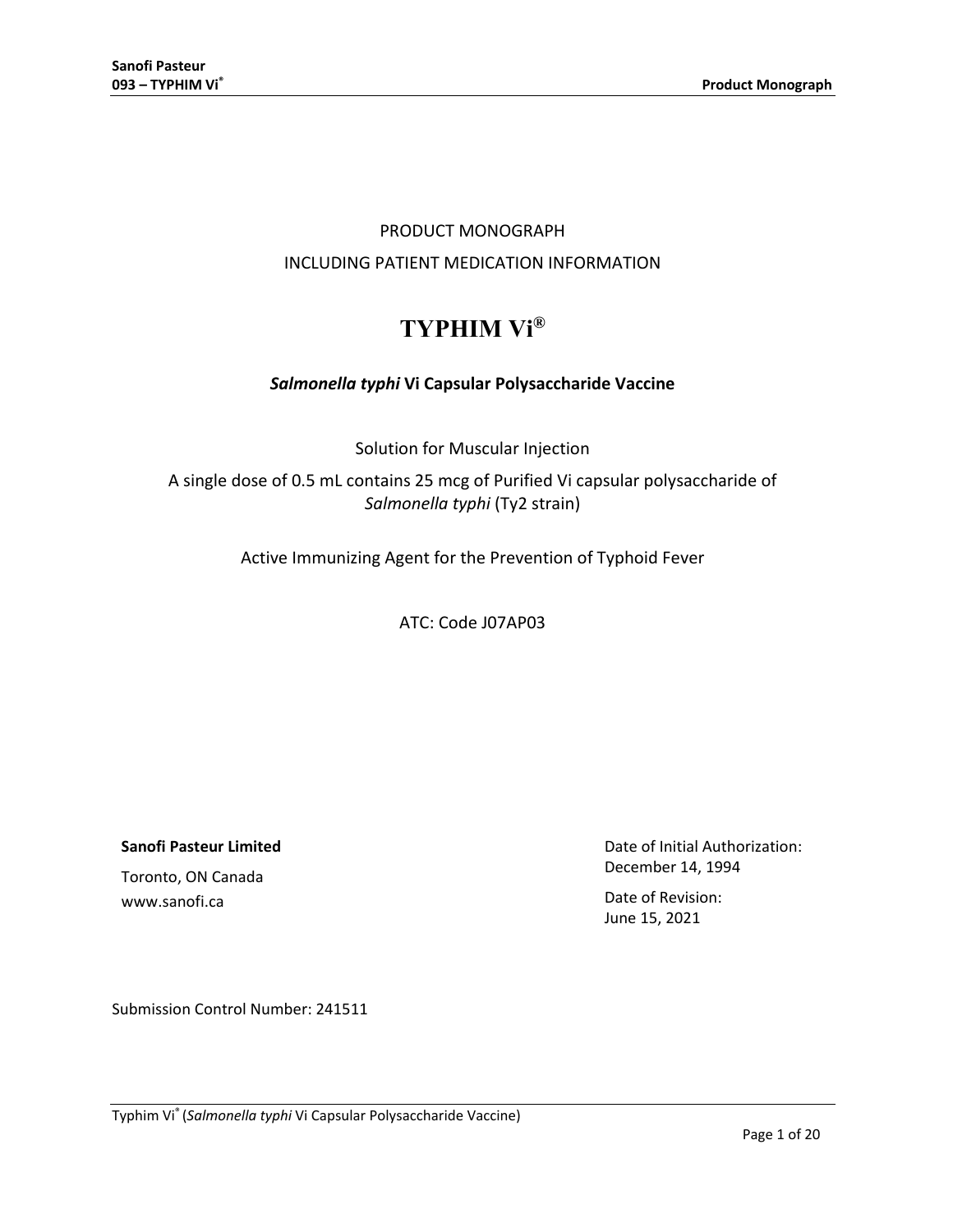PRODUCT MONOGRAPH

INCLUDING PATIENT MEDICATION INFORMATION

# TYPHIM Vi®

***Salmonella typhi* Vi Capsular Polysaccharide Vaccine**

Solution for Muscular Injection

A single dose of 0.5 mL contains 25 mcg of Purified Vi capsular polysaccharide of *Salmonella typhi* (Ty2 strain)

Active Immunizing Agent for the Prevention of Typhoid Fever

ATC: Code J07AP03

**Sanofi Pasteur Limited**

Toronto, ON Canada

www.sanofi.ca

Date of Initial Authorization:
December 14, 1994

Date of Revision:
June 15, 2021

Submission Control Number: 241511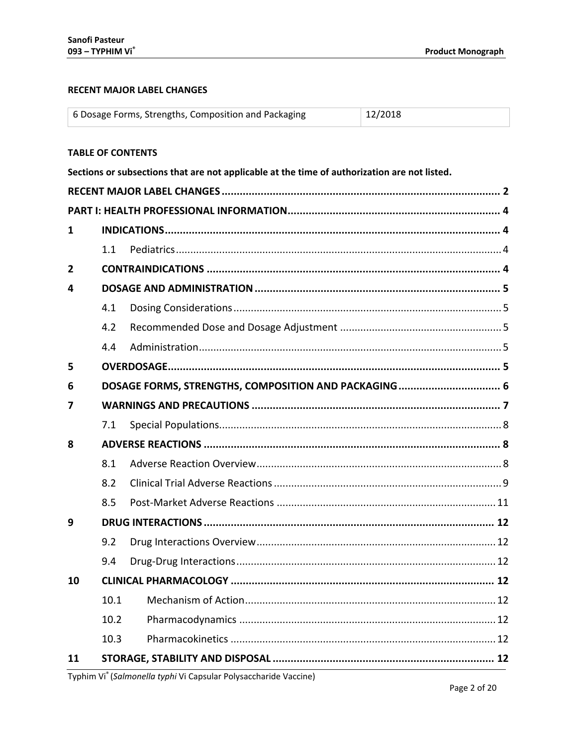## RECENT MAJOR LABEL CHANGES

| 6 Dosage Forms, Strengths, Composition and Packaging | 12/2018 |
|---|---|

## TABLE OF CONTENTS

**Sections or subsections that are not applicable at the time of authorization are not listed.**

**RECENT MAJOR LABEL CHANGES** .......... **2**

**PART I: HEALTH PROFESSIONAL INFORMATION** .......... **4**

**1 INDICATIONS** .......... **4**

- 1.1 Pediatrics .......... 4

**2 CONTRAINDICATIONS** .......... **4**

**4 DOSAGE AND ADMINISTRATION** .......... **5**

- 4.1 Dosing Considerations .......... 5
- 4.2 Recommended Dose and Dosage Adjustment .......... 5
- 4.4 Administration .......... 5

**5 OVERDOSAGE** .......... **5**

**6 DOSAGE FORMS, STRENGTHS, COMPOSITION AND PACKAGING** .......... **6**

**7 WARNINGS AND PRECAUTIONS** .......... **7**

- 7.1 Special Populations .......... 8

**8 ADVERSE REACTIONS** .......... **8**

- 8.1 Adverse Reaction Overview .......... 8
- 8.2 Clinical Trial Adverse Reactions .......... 9
- 8.5 Post-Market Adverse Reactions .......... 11

**9 DRUG INTERACTIONS** .......... **12**

- 9.2 Drug Interactions Overview .......... 12
- 9.4 Drug-Drug Interactions .......... 12

**10 CLINICAL PHARMACOLOGY** .......... **12**

- 10.1 Mechanism of Action .......... 12
- 10.2 Pharmacodynamics .......... 12
- 10.3 Pharmacokinetics .......... 12

**11 STORAGE, STABILITY AND DISPOSAL** .......... **12**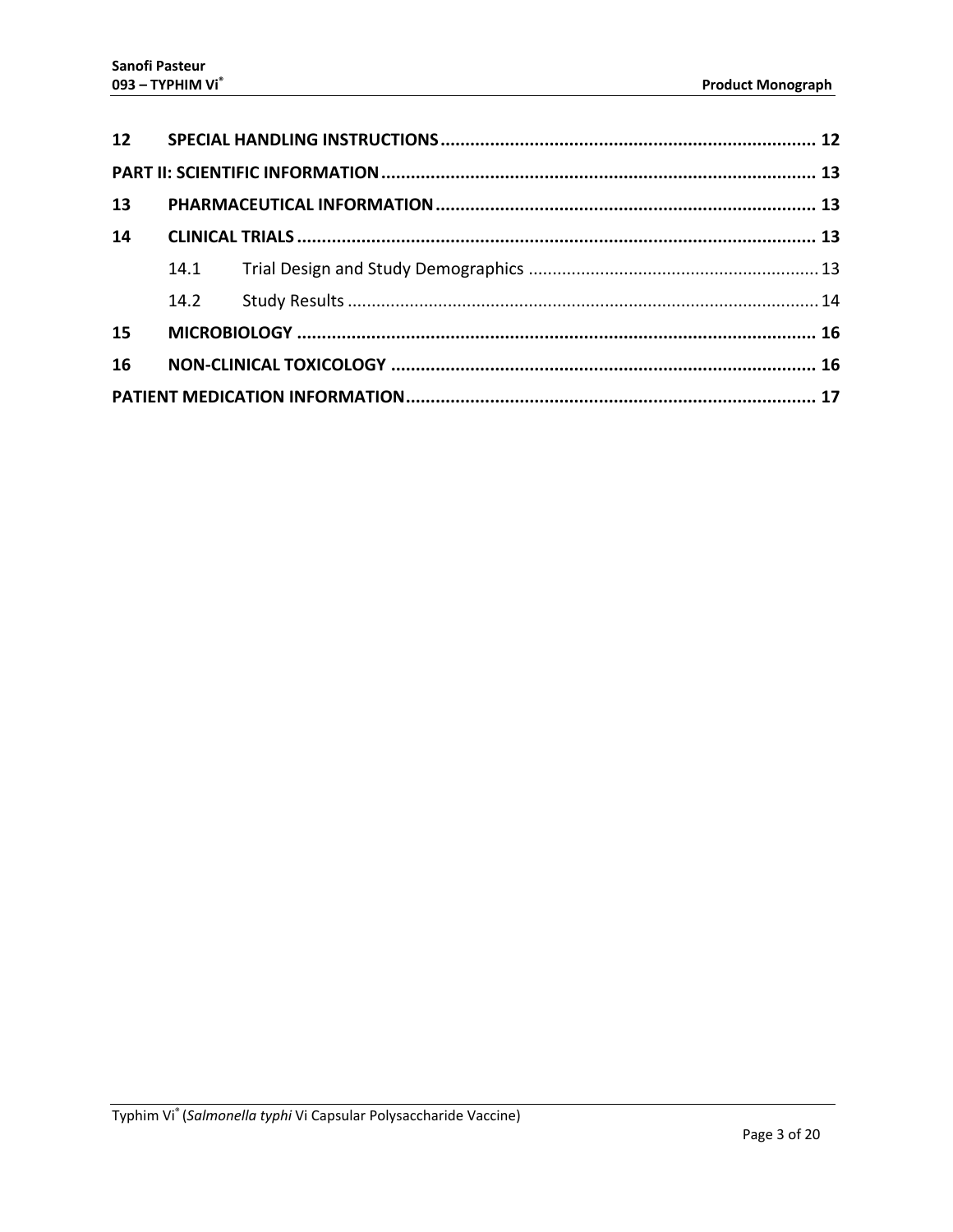| | | |
|---|---|---|
| **12** | **SPECIAL HANDLING INSTRUCTIONS** | **12** |
| **PART II: SCIENTIFIC INFORMATION** | | **13** |
| **13** | **PHARMACEUTICAL INFORMATION** | **13** |
| **14** | **CLINICAL TRIALS** | **13** |
| | 14.1 Trial Design and Study Demographics | 13 |
| | 14.2 Study Results | 14 |
| **15** | **MICROBIOLOGY** | **16** |
| **16** | **NON-CLINICAL TOXICOLOGY** | **16** |
| **PATIENT MEDICATION INFORMATION** | | **17** |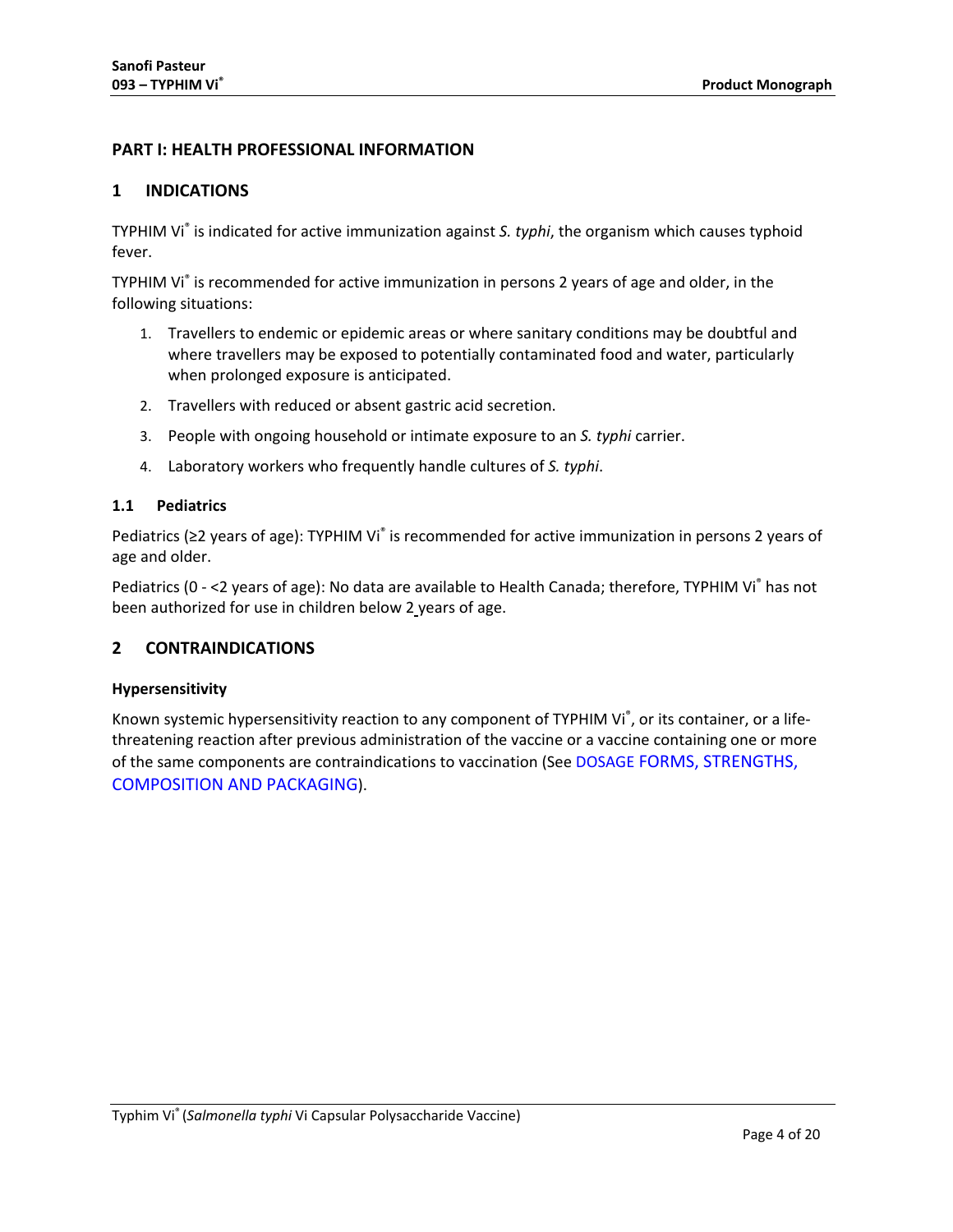# PART I: HEALTH PROFESSIONAL INFORMATION

## 1 INDICATIONS

TYPHIM Vi® is indicated for active immunization against *S. typhi*, the organism which causes typhoid fever.

TYPHIM Vi® is recommended for active immunization in persons 2 years of age and older, in the following situations:

1. Travellers to endemic or epidemic areas or where sanitary conditions may be doubtful and where travellers may be exposed to potentially contaminated food and water, particularly when prolonged exposure is anticipated.
2. Travellers with reduced or absent gastric acid secretion.
3. People with ongoing household or intimate exposure to an *S. typhi* carrier.
4. Laboratory workers who frequently handle cultures of *S. typhi*.

### 1.1 Pediatrics

Pediatrics (≥2 years of age): TYPHIM Vi® is recommended for active immunization in persons 2 years of age and older.

Pediatrics (0 - <2 years of age): No data are available to Health Canada; therefore, TYPHIM Vi® has not been authorized for use in children below 2 years of age.

## 2 CONTRAINDICATIONS

**Hypersensitivity**

Known systemic hypersensitivity reaction to any component of TYPHIM Vi®, or its container, or a life-threatening reaction after previous administration of the vaccine or a vaccine containing one or more of the same components are contraindications to vaccination (See DOSAGE FORMS, STRENGTHS, COMPOSITION AND PACKAGING).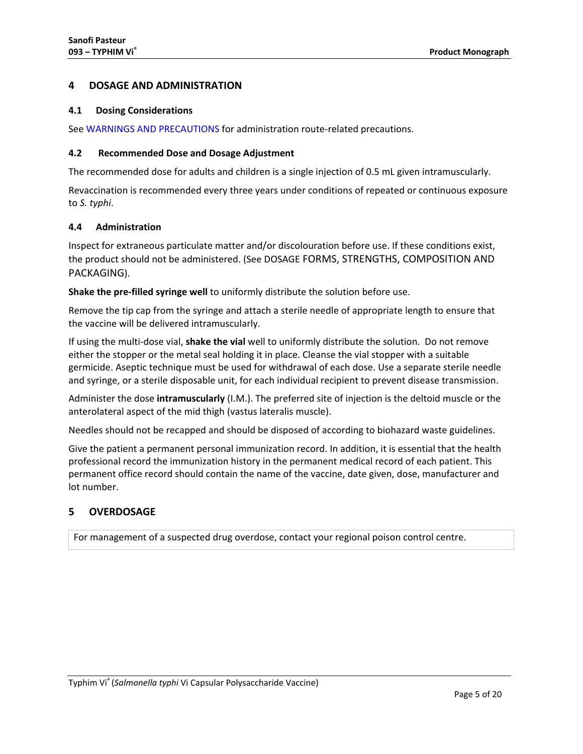## 4 DOSAGE AND ADMINISTRATION

### 4.1 Dosing Considerations

See WARNINGS AND PRECAUTIONS for administration route-related precautions.

### 4.2 Recommended Dose and Dosage Adjustment

The recommended dose for adults and children is a single injection of 0.5 mL given intramuscularly.

Revaccination is recommended every three years under conditions of repeated or continuous exposure to *S. typhi*.

### 4.4 Administration

Inspect for extraneous particulate matter and/or discolouration before use. If these conditions exist, the product should not be administered. (See DOSAGE FORMS, STRENGTHS, COMPOSITION AND PACKAGING).

**Shake the pre-filled syringe well** to uniformly distribute the solution before use.

Remove the tip cap from the syringe and attach a sterile needle of appropriate length to ensure that the vaccine will be delivered intramuscularly.

If using the multi-dose vial, **shake the vial** well to uniformly distribute the solution. Do not remove either the stopper or the metal seal holding it in place. Cleanse the vial stopper with a suitable germicide. Aseptic technique must be used for withdrawal of each dose. Use a separate sterile needle and syringe, or a sterile disposable unit, for each individual recipient to prevent disease transmission.

Administer the dose **intramuscularly** (I.M.). The preferred site of injection is the deltoid muscle or the anterolateral aspect of the mid thigh (vastus lateralis muscle).

Needles should not be recapped and should be disposed of according to biohazard waste guidelines.

Give the patient a permanent personal immunization record. In addition, it is essential that the health professional record the immunization history in the permanent medical record of each patient. This permanent office record should contain the name of the vaccine, date given, dose, manufacturer and lot number.

## 5 OVERDOSAGE

For management of a suspected drug overdose, contact your regional poison control centre.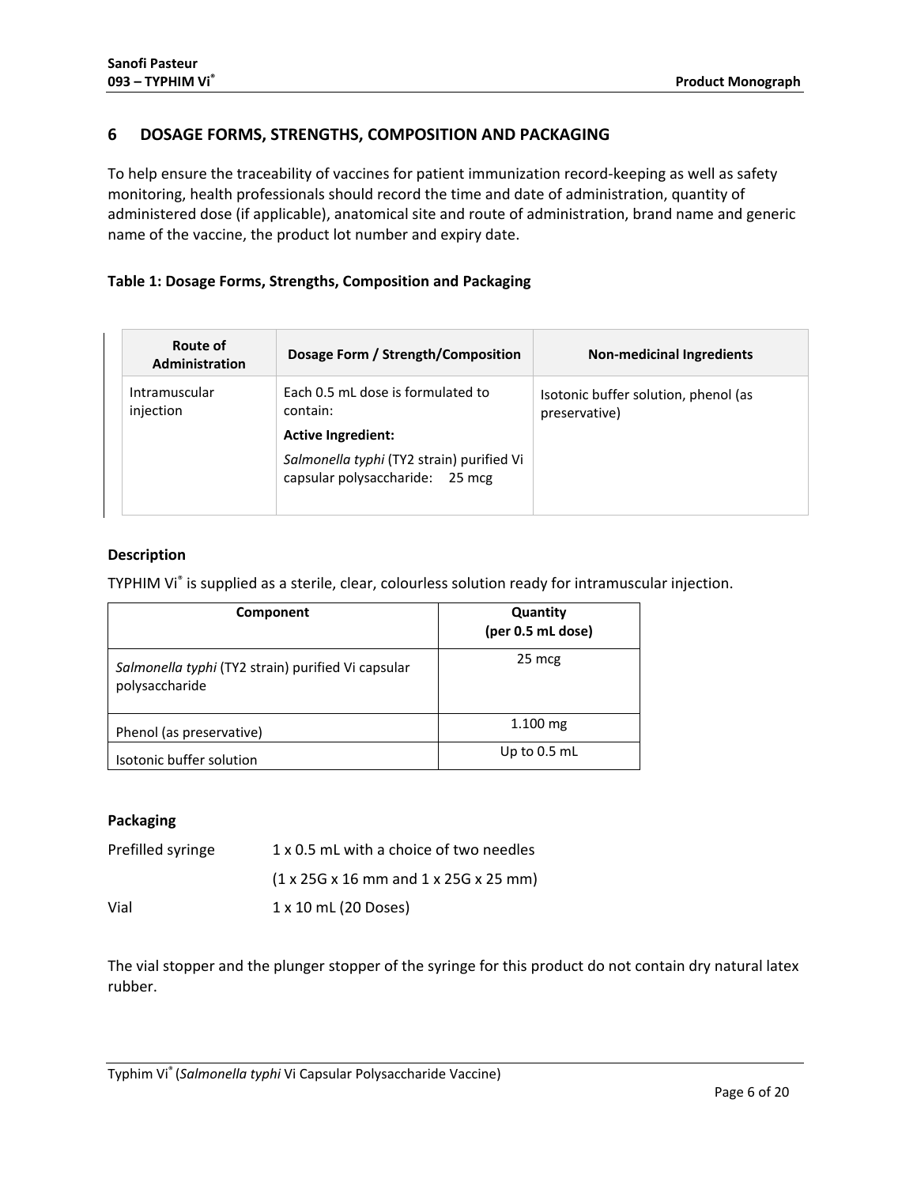## 6 DOSAGE FORMS, STRENGTHS, COMPOSITION AND PACKAGING

To help ensure the traceability of vaccines for patient immunization record-keeping as well as safety monitoring, health professionals should record the time and date of administration, quantity of administered dose (if applicable), anatomical site and route of administration, brand name and generic name of the vaccine, the product lot number and expiry date.

**Table 1: Dosage Forms, Strengths, Composition and Packaging**

| Route of Administration | Dosage Form / Strength/Composition | Non-medicinal Ingredients |
|---|---|---|
| Intramuscular injection | Each 0.5 mL dose is formulated to contain:<br>**Active Ingredient:**<br>*Salmonella typhi* (TY2 strain) purified Vi capsular polysaccharide: 25 mcg | Isotonic buffer solution, phenol (as preservative) |

**Description**

TYPHIM Vi® is supplied as a sterile, clear, colourless solution ready for intramuscular injection.

| Component | Quantity (per 0.5 mL dose) |
|---|---|
| *Salmonella typhi* (TY2 strain) purified Vi capsular polysaccharide | 25 mcg |
| Phenol (as preservative) | 1.100 mg |
| Isotonic buffer solution | Up to 0.5 mL |

**Packaging**

| | |
|---|---|
| Prefilled syringe | 1 x 0.5 mL with a choice of two needles<br>(1 x 25G x 16 mm and 1 x 25G x 25 mm) |
| Vial | 1 x 10 mL (20 Doses) |

The vial stopper and the plunger stopper of the syringe for this product do not contain dry natural latex rubber.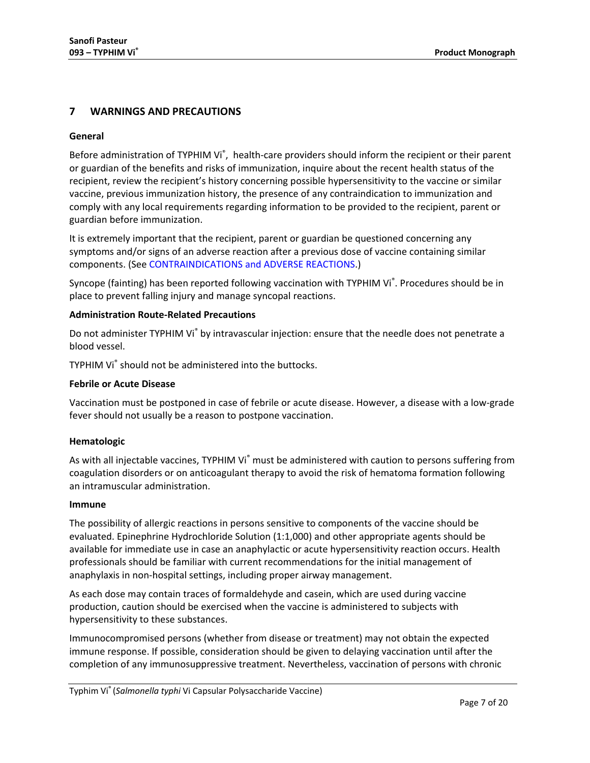## 7 WARNINGS AND PRECAUTIONS

**General**

Before administration of TYPHIM Vi®, health-care providers should inform the recipient or their parent or guardian of the benefits and risks of immunization, inquire about the recent health status of the recipient, review the recipient's history concerning possible hypersensitivity to the vaccine or similar vaccine, previous immunization history, the presence of any contraindication to immunization and comply with any local requirements regarding information to be provided to the recipient, parent or guardian before immunization.

It is extremely important that the recipient, parent or guardian be questioned concerning any symptoms and/or signs of an adverse reaction after a previous dose of vaccine containing similar components. (See CONTRAINDICATIONS and ADVERSE REACTIONS.)

Syncope (fainting) has been reported following vaccination with TYPHIM Vi®. Procedures should be in place to prevent falling injury and manage syncopal reactions.

**Administration Route-Related Precautions**

Do not administer TYPHIM Vi® by intravascular injection: ensure that the needle does not penetrate a blood vessel.

TYPHIM Vi® should not be administered into the buttocks.

**Febrile or Acute Disease**

Vaccination must be postponed in case of febrile or acute disease. However, a disease with a low-grade fever should not usually be a reason to postpone vaccination.

**Hematologic**

As with all injectable vaccines, TYPHIM Vi® must be administered with caution to persons suffering from coagulation disorders or on anticoagulant therapy to avoid the risk of hematoma formation following an intramuscular administration.

**Immune**

The possibility of allergic reactions in persons sensitive to components of the vaccine should be evaluated. Epinephrine Hydrochloride Solution (1:1,000) and other appropriate agents should be available for immediate use in case an anaphylactic or acute hypersensitivity reaction occurs. Health professionals should be familiar with current recommendations for the initial management of anaphylaxis in non-hospital settings, including proper airway management.

As each dose may contain traces of formaldehyde and casein, which are used during vaccine production, caution should be exercised when the vaccine is administered to subjects with hypersensitivity to these substances.

Immunocompromised persons (whether from disease or treatment) may not obtain the expected immune response. If possible, consideration should be given to delaying vaccination until after the completion of any immunosuppressive treatment. Nevertheless, vaccination of persons with chronic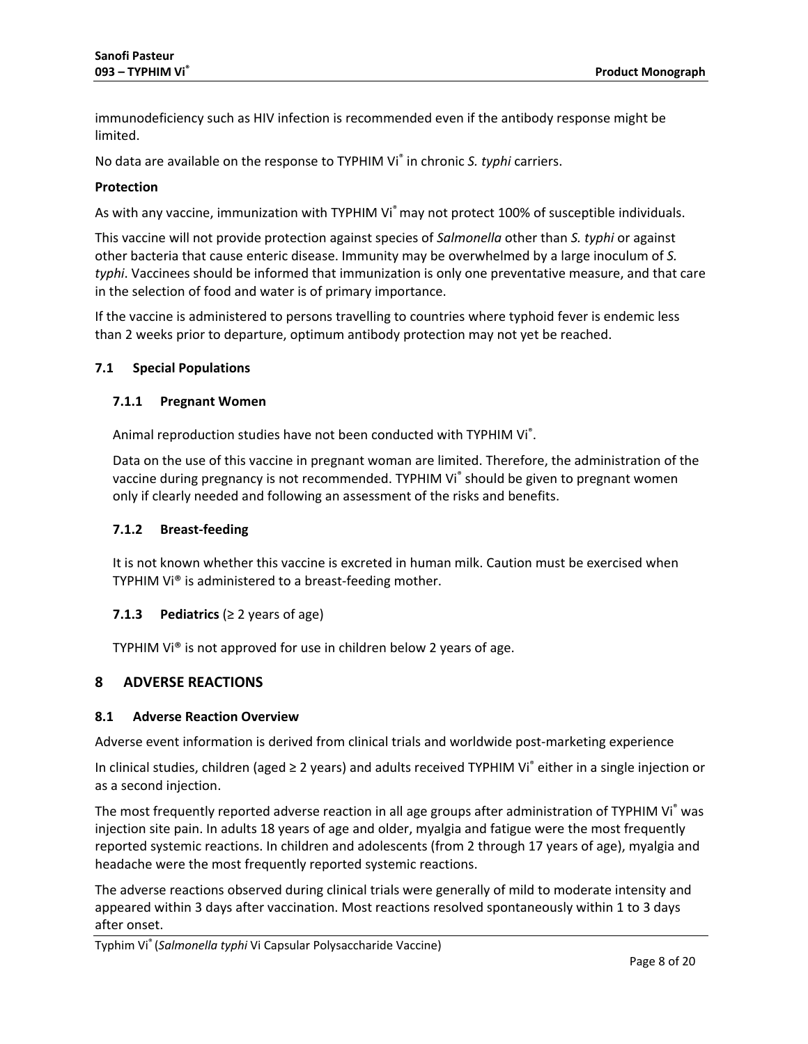immunodeficiency such as HIV infection is recommended even if the antibody response might be limited.

No data are available on the response to TYPHIM Vi® in chronic *S. typhi* carriers.

**Protection**

As with any vaccine, immunization with TYPHIM Vi® may not protect 100% of susceptible individuals.

This vaccine will not provide protection against species of *Salmonella* other than *S. typhi* or against other bacteria that cause enteric disease. Immunity may be overwhelmed by a large inoculum of *S. typhi*. Vaccinees should be informed that immunization is only one preventative measure, and that care in the selection of food and water is of primary importance.

If the vaccine is administered to persons travelling to countries where typhoid fever is endemic less than 2 weeks prior to departure, optimum antibody protection may not yet be reached.

### 7.1 Special Populations

#### 7.1.1 Pregnant Women

Animal reproduction studies have not been conducted with TYPHIM Vi®.

Data on the use of this vaccine in pregnant woman are limited. Therefore, the administration of the vaccine during pregnancy is not recommended. TYPHIM Vi® should be given to pregnant women only if clearly needed and following an assessment of the risks and benefits.

#### 7.1.2 Breast-feeding

It is not known whether this vaccine is excreted in human milk. Caution must be exercised when TYPHIM Vi® is administered to a breast-feeding mother.

#### 7.1.3 Pediatrics (≥ 2 years of age)

TYPHIM Vi® is not approved for use in children below 2 years of age.

## 8 ADVERSE REACTIONS

### 8.1 Adverse Reaction Overview

Adverse event information is derived from clinical trials and worldwide post-marketing experience

In clinical studies, children (aged ≥ 2 years) and adults received TYPHIM Vi® either in a single injection or as a second injection.

The most frequently reported adverse reaction in all age groups after administration of TYPHIM Vi® was injection site pain. In adults 18 years of age and older, myalgia and fatigue were the most frequently reported systemic reactions. In children and adolescents (from 2 through 17 years of age), myalgia and headache were the most frequently reported systemic reactions.

The adverse reactions observed during clinical trials were generally of mild to moderate intensity and appeared within 3 days after vaccination. Most reactions resolved spontaneously within 1 to 3 days after onset.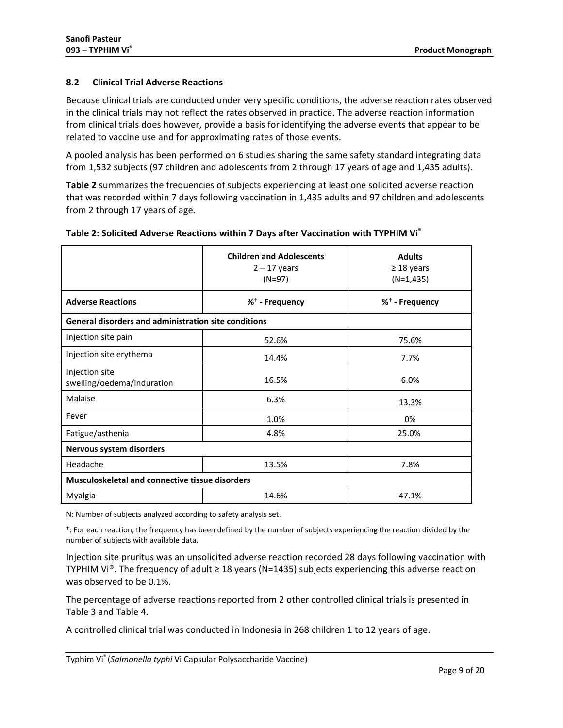### 8.2 Clinical Trial Adverse Reactions

Because clinical trials are conducted under very specific conditions, the adverse reaction rates observed in the clinical trials may not reflect the rates observed in practice. The adverse reaction information from clinical trials does however, provide a basis for identifying the adverse events that appear to be related to vaccine use and for approximating rates of those events.

A pooled analysis has been performed on 6 studies sharing the same safety standard integrating data from 1,532 subjects (97 children and adolescents from 2 through 17 years of age and 1,435 adults).

**Table 2** summarizes the frequencies of subjects experiencing at least one solicited adverse reaction that was recorded within 7 days following vaccination in 1,435 adults and 97 children and adolescents from 2 through 17 years of age.

**Table 2: Solicited Adverse Reactions within 7 Days after Vaccination with TYPHIM Vi®**

| | **Children and Adolescents** 2 – 17 years (N=97) | **Adults** ≥ 18 years (N=1,435) |
|---|---|---|
| **Adverse Reactions** | **%† - Frequency** | **%† - Frequency** |
| **General disorders and administration site conditions** | | |
| Injection site pain | 52.6% | 75.6% |
| Injection site erythema | 14.4% | 7.7% |
| Injection site swelling/oedema/induration | 16.5% | 6.0% |
| Malaise | 6.3% | 13.3% |
| Fever | 1.0% | 0% |
| Fatigue/asthenia | 4.8% | 25.0% |
| **Nervous system disorders** | | |
| Headache | 13.5% | 7.8% |
| **Musculoskeletal and connective tissue disorders** | | |
| Myalgia | 14.6% | 47.1% |

N: Number of subjects analyzed according to safety analysis set.

†: For each reaction, the frequency has been defined by the number of subjects experiencing the reaction divided by the number of subjects with available data.

Injection site pruritus was an unsolicited adverse reaction recorded 28 days following vaccination with TYPHIM Vi®. The frequency of adult ≥ 18 years (N=1435) subjects experiencing this adverse reaction was observed to be 0.1%.

The percentage of adverse reactions reported from 2 other controlled clinical trials is presented in Table 3 and Table 4.

A controlled clinical trial was conducted in Indonesia in 268 children 1 to 12 years of age.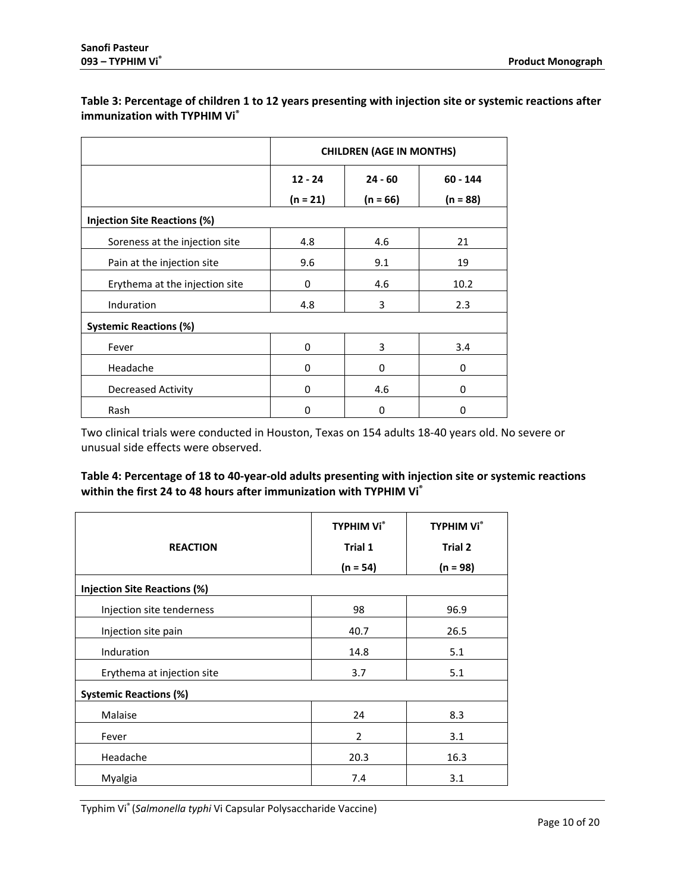**Table 3: Percentage of children 1 to 12 years presenting with injection site or systemic reactions after immunization with TYPHIM Vi®**

| | CHILDREN (AGE IN MONTHS) | | |
|---|---|---|---|
| | 12 - 24 (n = 21) | 24 - 60 (n = 66) | 60 - 144 (n = 88) |
| **Injection Site Reactions (%)** | | | |
| Soreness at the injection site | 4.8 | 4.6 | 21 |
| Pain at the injection site | 9.6 | 9.1 | 19 |
| Erythema at the injection site | 0 | 4.6 | 10.2 |
| Induration | 4.8 | 3 | 2.3 |
| **Systemic Reactions (%)** | | | |
| Fever | 0 | 3 | 3.4 |
| Headache | 0 | 0 | 0 |
| Decreased Activity | 0 | 4.6 | 0 |
| Rash | 0 | 0 | 0 |

Two clinical trials were conducted in Houston, Texas on 154 adults 18-40 years old. No severe or unusual side effects were observed.

**Table 4: Percentage of 18 to 40-year-old adults presenting with injection site or systemic reactions within the first 24 to 48 hours after immunization with TYPHIM Vi®**

| REACTION | TYPHIM Vi® Trial 1 (n = 54) | TYPHIM Vi® Trial 2 (n = 98) |
|---|---|---|
| **Injection Site Reactions (%)** | | |
| Injection site tenderness | 98 | 96.9 |
| Injection site pain | 40.7 | 26.5 |
| Induration | 14.8 | 5.1 |
| Erythema at injection site | 3.7 | 5.1 |
| **Systemic Reactions (%)** | | |
| Malaise | 24 | 8.3 |
| Fever | 2 | 3.1 |
| Headache | 20.3 | 16.3 |
| Myalgia | 7.4 | 3.1 |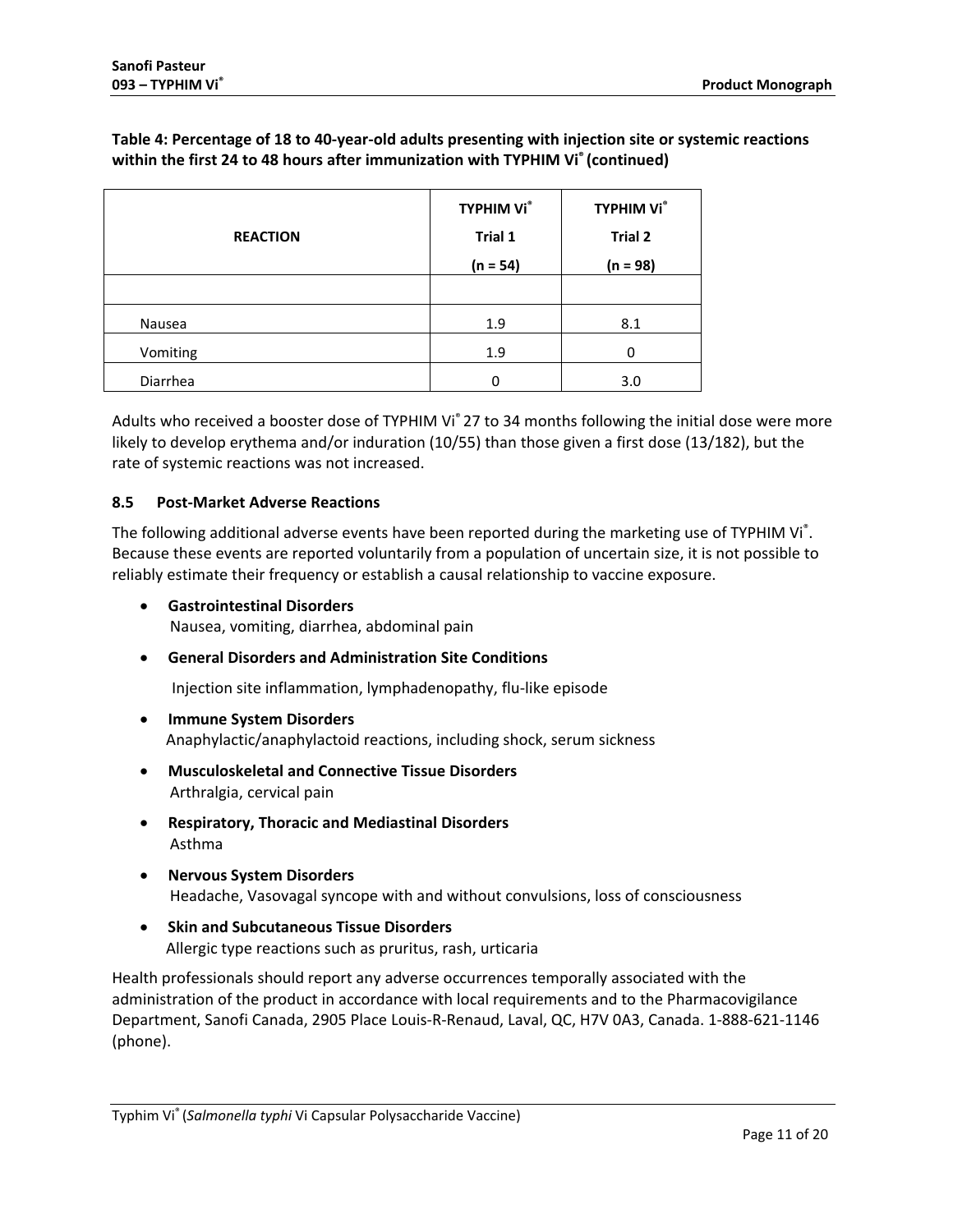**Table 4: Percentage of 18 to 40-year-old adults presenting with injection site or systemic reactions within the first 24 to 48 hours after immunization with TYPHIM Vi® (continued)**

| REACTION | TYPHIM Vi® Trial 1 (n = 54) | TYPHIM Vi® Trial 2 (n = 98) |
|---|---|---|
| | | |
| Nausea | 1.9 | 8.1 |
| Vomiting | 1.9 | 0 |
| Diarrhea | 0 | 3.0 |

Adults who received a booster dose of TYPHIM Vi® 27 to 34 months following the initial dose were more likely to develop erythema and/or induration (10/55) than those given a first dose (13/182), but the rate of systemic reactions was not increased.

### 8.5 Post-Market Adverse Reactions

The following additional adverse events have been reported during the marketing use of TYPHIM Vi®. Because these events are reported voluntarily from a population of uncertain size, it is not possible to reliably estimate their frequency or establish a causal relationship to vaccine exposure.

- **Gastrointestinal Disorders**
  Nausea, vomiting, diarrhea, abdominal pain
- **General Disorders and Administration Site Conditions**
  Injection site inflammation, lymphadenopathy, flu-like episode
- **Immune System Disorders**
  Anaphylactic/anaphylactoid reactions, including shock, serum sickness
- **Musculoskeletal and Connective Tissue Disorders**
  Arthralgia, cervical pain
- **Respiratory, Thoracic and Mediastinal Disorders**
  Asthma
- **Nervous System Disorders**
  Headache, Vasovagal syncope with and without convulsions, loss of consciousness
- **Skin and Subcutaneous Tissue Disorders**
  Allergic type reactions such as pruritus, rash, urticaria

Health professionals should report any adverse occurrences temporally associated with the administration of the product in accordance with local requirements and to the Pharmacovigilance Department, Sanofi Canada, 2905 Place Louis-R-Renaud, Laval, QC, H7V 0A3, Canada. 1-888-621-1146 (phone).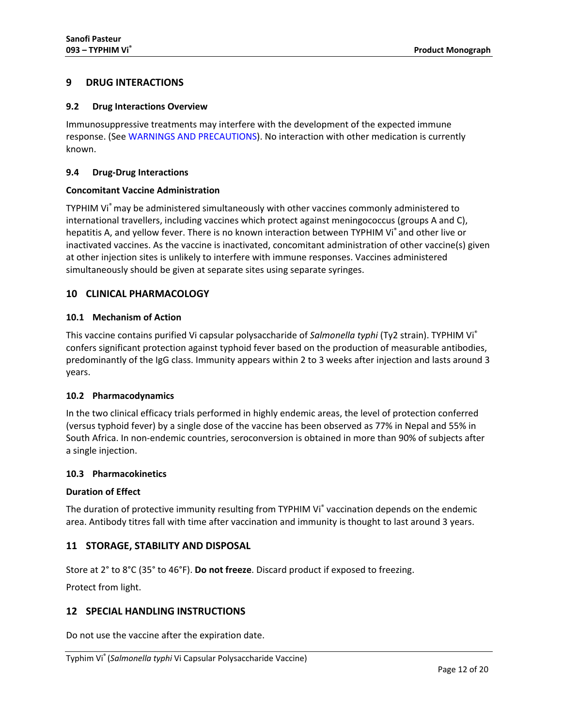## 9 DRUG INTERACTIONS

### 9.2 Drug Interactions Overview

Immunosuppressive treatments may interfere with the development of the expected immune response. (See WARNINGS AND PRECAUTIONS). No interaction with other medication is currently known.

### 9.4 Drug-Drug Interactions

**Concomitant Vaccine Administration**

TYPHIM Vi® may be administered simultaneously with other vaccines commonly administered to international travellers, including vaccines which protect against meningococcus (groups A and C), hepatitis A, and yellow fever. There is no known interaction between TYPHIM Vi® and other live or inactivated vaccines. As the vaccine is inactivated, concomitant administration of other vaccine(s) given at other injection sites is unlikely to interfere with immune responses. Vaccines administered simultaneously should be given at separate sites using separate syringes.

## 10 CLINICAL PHARMACOLOGY

### 10.1 Mechanism of Action

This vaccine contains purified Vi capsular polysaccharide of *Salmonella typhi* (Ty2 strain). TYPHIM Vi® confers significant protection against typhoid fever based on the production of measurable antibodies, predominantly of the IgG class. Immunity appears within 2 to 3 weeks after injection and lasts around 3 years.

### 10.2 Pharmacodynamics

In the two clinical efficacy trials performed in highly endemic areas, the level of protection conferred (versus typhoid fever) by a single dose of the vaccine has been observed as 77% in Nepal and 55% in South Africa. In non-endemic countries, seroconversion is obtained in more than 90% of subjects after a single injection.

### 10.3 Pharmacokinetics

**Duration of Effect**

The duration of protective immunity resulting from TYPHIM Vi® vaccination depends on the endemic area. Antibody titres fall with time after vaccination and immunity is thought to last around 3 years.

## 11 STORAGE, STABILITY AND DISPOSAL

Store at 2° to 8°C (35° to 46°F). **Do not freeze**. Discard product if exposed to freezing.

Protect from light.

## 12 SPECIAL HANDLING INSTRUCTIONS

Do not use the vaccine after the expiration date.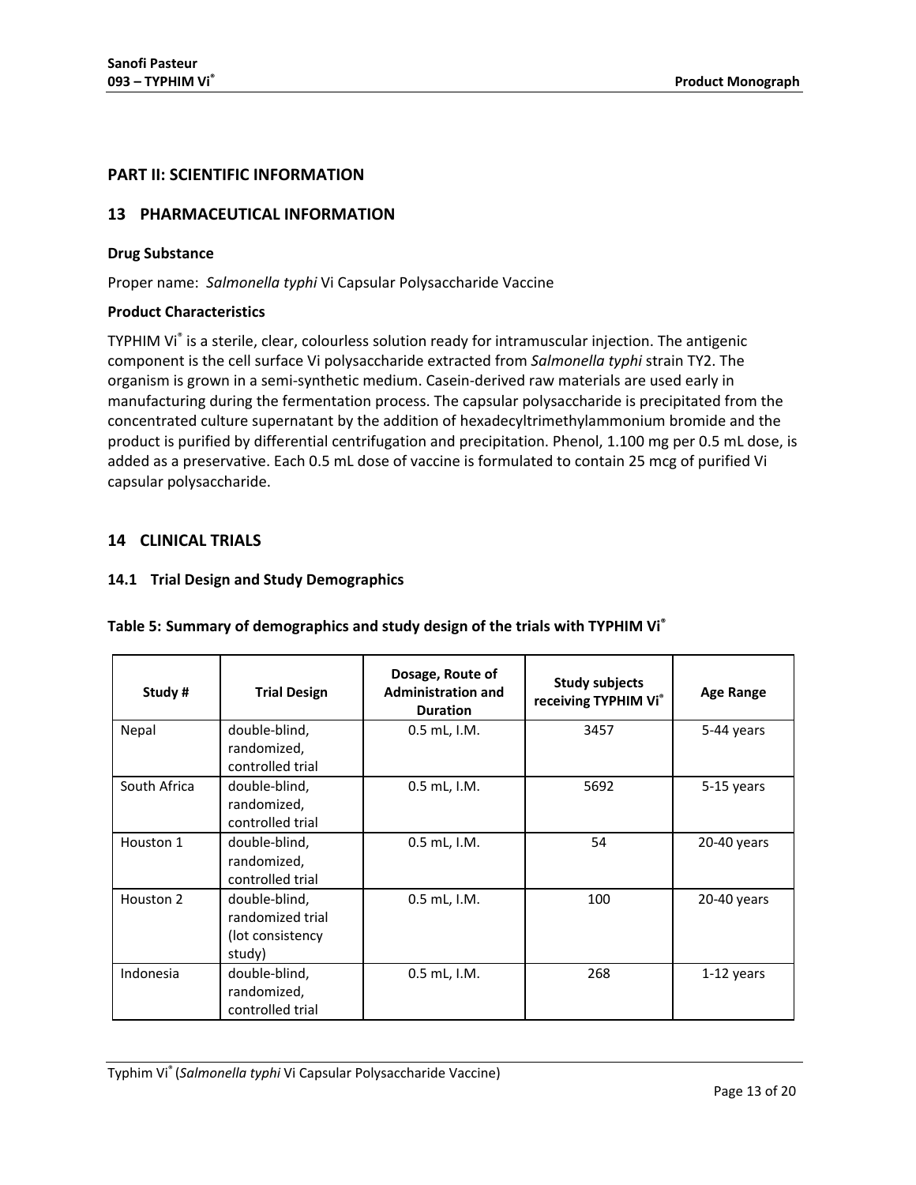# PART II: SCIENTIFIC INFORMATION

## 13 PHARMACEUTICAL INFORMATION

**Drug Substance**

Proper name: *Salmonella typhi* Vi Capsular Polysaccharide Vaccine

**Product Characteristics**

TYPHIM Vi® is a sterile, clear, colourless solution ready for intramuscular injection. The antigenic component is the cell surface Vi polysaccharide extracted from *Salmonella typhi* strain TY2. The organism is grown in a semi-synthetic medium. Casein-derived raw materials are used early in manufacturing during the fermentation process. The capsular polysaccharide is precipitated from the concentrated culture supernatant by the addition of hexadecyltrimethylammonium bromide and the product is purified by differential centrifugation and precipitation. Phenol, 1.100 mg per 0.5 mL dose, is added as a preservative. Each 0.5 mL dose of vaccine is formulated to contain 25 mcg of purified Vi capsular polysaccharide.

## 14 CLINICAL TRIALS

### 14.1 Trial Design and Study Demographics

**Table 5: Summary of demographics and study design of the trials with TYPHIM Vi®**

| Study # | Trial Design | Dosage, Route of Administration and Duration | Study subjects receiving TYPHIM Vi® | Age Range |
|---|---|---|---|---|
| Nepal | double-blind, randomized, controlled trial | 0.5 mL, I.M. | 3457 | 5-44 years |
| South Africa | double-blind, randomized, controlled trial | 0.5 mL, I.M. | 5692 | 5-15 years |
| Houston 1 | double-blind, randomized, controlled trial | 0.5 mL, I.M. | 54 | 20-40 years |
| Houston 2 | double-blind, randomized trial (lot consistency study) | 0.5 mL, I.M. | 100 | 20-40 years |
| Indonesia | double-blind, randomized, controlled trial | 0.5 mL, I.M. | 268 | 1-12 years |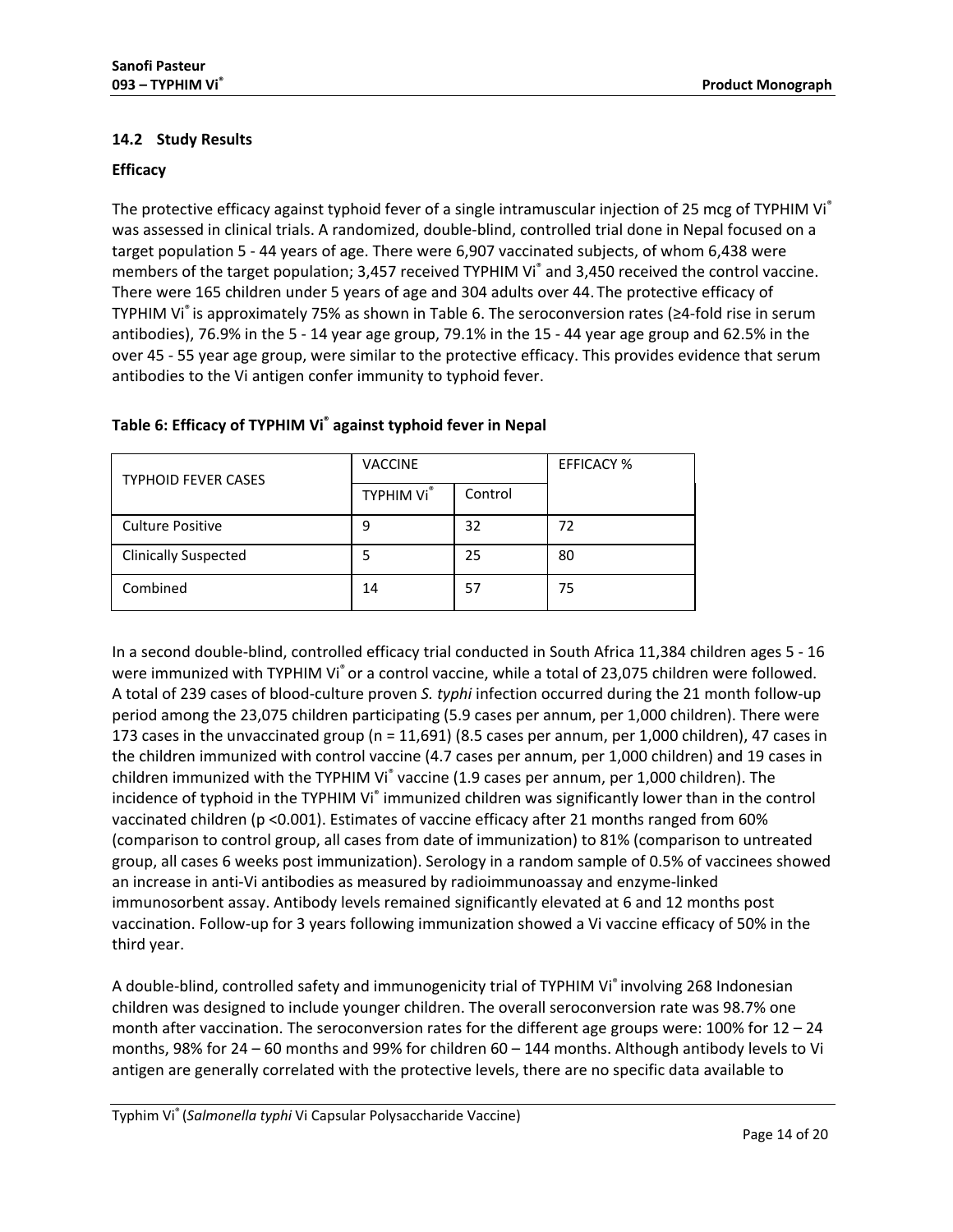### 14.2 Study Results

**Efficacy**

The protective efficacy against typhoid fever of a single intramuscular injection of 25 mcg of TYPHIM Vi® was assessed in clinical trials. A randomized, double-blind, controlled trial done in Nepal focused on a target population 5 - 44 years of age. There were 6,907 vaccinated subjects, of whom 6,438 were members of the target population; 3,457 received TYPHIM Vi® and 3,450 received the control vaccine. There were 165 children under 5 years of age and 304 adults over 44. The protective efficacy of TYPHIM Vi® is approximately 75% as shown in Table 6. The seroconversion rates (≥4-fold rise in serum antibodies), 76.9% in the 5 - 14 year age group, 79.1% in the 15 - 44 year age group and 62.5% in the over 45 - 55 year age group, were similar to the protective efficacy. This provides evidence that serum antibodies to the Vi antigen confer immunity to typhoid fever.

**Table 6: Efficacy of TYPHIM Vi® against typhoid fever in Nepal**

| TYPHOID FEVER CASES | VACCINE | | EFFICACY % |
|---|---|---|---|
| | TYPHIM Vi® | Control | |
| Culture Positive | 9 | 32 | 72 |
| Clinically Suspected | 5 | 25 | 80 |
| Combined | 14 | 57 | 75 |

In a second double-blind, controlled efficacy trial conducted in South Africa 11,384 children ages 5 - 16 were immunized with TYPHIM Vi® or a control vaccine, while a total of 23,075 children were followed. A total of 239 cases of blood-culture proven *S. typhi* infection occurred during the 21 month follow-up period among the 23,075 children participating (5.9 cases per annum, per 1,000 children). There were 173 cases in the unvaccinated group (n = 11,691) (8.5 cases per annum, per 1,000 children), 47 cases in the children immunized with control vaccine (4.7 cases per annum, per 1,000 children) and 19 cases in children immunized with the TYPHIM Vi® vaccine (1.9 cases per annum, per 1,000 children). The incidence of typhoid in the TYPHIM Vi® immunized children was significantly lower than in the control vaccinated children ($p < 0.001$). Estimates of vaccine efficacy after 21 months ranged from 60% (comparison to control group, all cases from date of immunization) to 81% (comparison to untreated group, all cases 6 weeks post immunization). Serology in a random sample of 0.5% of vaccinees showed an increase in anti-Vi antibodies as measured by radioimmunoassay and enzyme-linked immunosorbent assay. Antibody levels remained significantly elevated at 6 and 12 months post vaccination. Follow-up for 3 years following immunization showed a Vi vaccine efficacy of 50% in the third year.

A double-blind, controlled safety and immunogenicity trial of TYPHIM Vi® involving 268 Indonesian children was designed to include younger children. The overall seroconversion rate was 98.7% one month after vaccination. The seroconversion rates for the different age groups were: 100% for 12 – 24 months, 98% for 24 – 60 months and 99% for children 60 – 144 months. Although antibody levels to Vi antigen are generally correlated with the protective levels, there are no specific data available to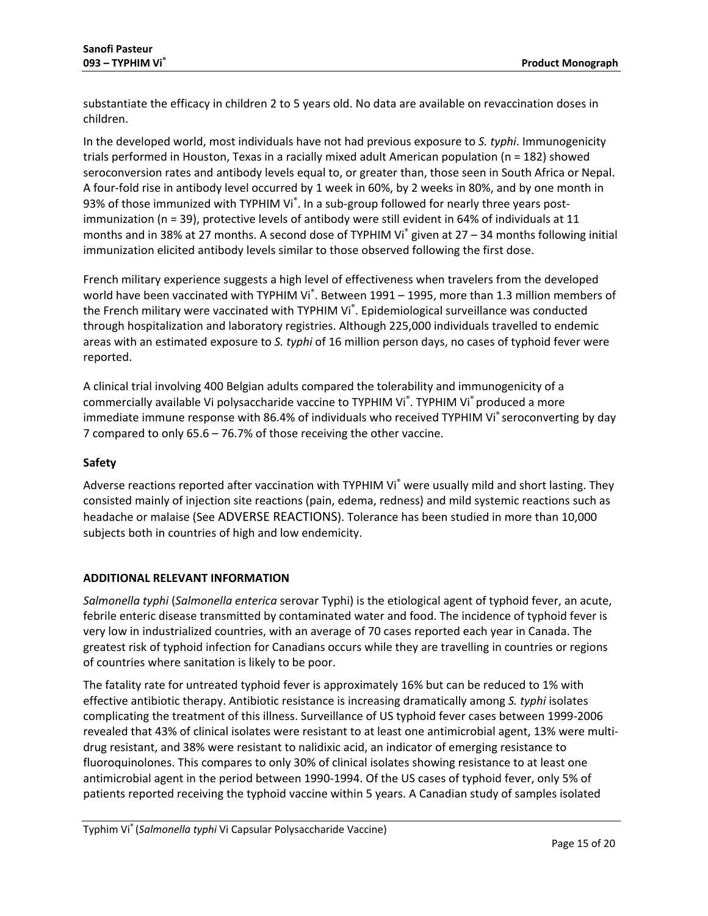substantiate the efficacy in children 2 to 5 years old. No data are available on revaccination doses in children.

In the developed world, most individuals have not had previous exposure to *S. typhi*. Immunogenicity trials performed in Houston, Texas in a racially mixed adult American population (n = 182) showed seroconversion rates and antibody levels equal to, or greater than, those seen in South Africa or Nepal. A four-fold rise in antibody level occurred by 1 week in 60%, by 2 weeks in 80%, and by one month in 93% of those immunized with TYPHIM Vi®. In a sub-group followed for nearly three years post-immunization (n = 39), protective levels of antibody were still evident in 64% of individuals at 11 months and in 38% at 27 months. A second dose of TYPHIM Vi® given at 27 – 34 months following initial immunization elicited antibody levels similar to those observed following the first dose.

French military experience suggests a high level of effectiveness when travelers from the developed world have been vaccinated with TYPHIM Vi®. Between 1991 – 1995, more than 1.3 million members of the French military were vaccinated with TYPHIM Vi®. Epidemiological surveillance was conducted through hospitalization and laboratory registries. Although 225,000 individuals travelled to endemic areas with an estimated exposure to *S. typhi* of 16 million person days, no cases of typhoid fever were reported.

A clinical trial involving 400 Belgian adults compared the tolerability and immunogenicity of a commercially available Vi polysaccharide vaccine to TYPHIM Vi®. TYPHIM Vi® produced a more immediate immune response with 86.4% of individuals who received TYPHIM Vi® seroconverting by day 7 compared to only 65.6 – 76.7% of those receiving the other vaccine.

**Safety**

Adverse reactions reported after vaccination with TYPHIM Vi® were usually mild and short lasting. They consisted mainly of injection site reactions (pain, edema, redness) and mild systemic reactions such as headache or malaise (See ADVERSE REACTIONS). Tolerance has been studied in more than 10,000 subjects both in countries of high and low endemicity.

## ADDITIONAL RELEVANT INFORMATION

*Salmonella typhi* (*Salmonella enterica* serovar Typhi) is the etiological agent of typhoid fever, an acute, febrile enteric disease transmitted by contaminated water and food. The incidence of typhoid fever is very low in industrialized countries, with an average of 70 cases reported each year in Canada. The greatest risk of typhoid infection for Canadians occurs while they are travelling in countries or regions of countries where sanitation is likely to be poor.

The fatality rate for untreated typhoid fever is approximately 16% but can be reduced to 1% with effective antibiotic therapy. Antibiotic resistance is increasing dramatically among *S. typhi* isolates complicating the treatment of this illness. Surveillance of US typhoid fever cases between 1999-2006 revealed that 43% of clinical isolates were resistant to at least one antimicrobial agent, 13% were multi-drug resistant, and 38% were resistant to nalidixic acid, an indicator of emerging resistance to fluoroquinolones. This compares to only 30% of clinical isolates showing resistance to at least one antimicrobial agent in the period between 1990-1994. Of the US cases of typhoid fever, only 5% of patients reported receiving the typhoid vaccine within 5 years. A Canadian study of samples isolated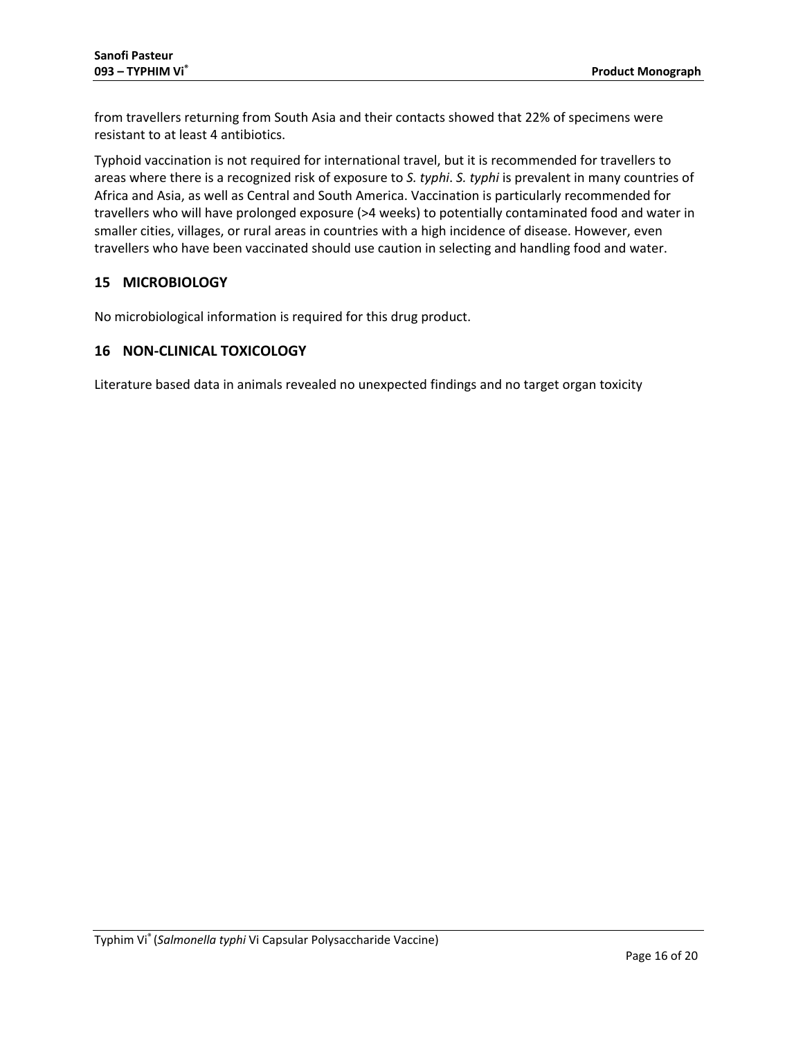from travellers returning from South Asia and their contacts showed that 22% of specimens were resistant to at least 4 antibiotics.

Typhoid vaccination is not required for international travel, but it is recommended for travellers to areas where there is a recognized risk of exposure to *S. typhi*. *S. typhi* is prevalent in many countries of Africa and Asia, as well as Central and South America. Vaccination is particularly recommended for travellers who will have prolonged exposure (>4 weeks) to potentially contaminated food and water in smaller cities, villages, or rural areas in countries with a high incidence of disease. However, even travellers who have been vaccinated should use caution in selecting and handling food and water.

## 15 MICROBIOLOGY

No microbiological information is required for this drug product.

## 16 NON-CLINICAL TOXICOLOGY

Literature based data in animals revealed no unexpected findings and no target organ toxicity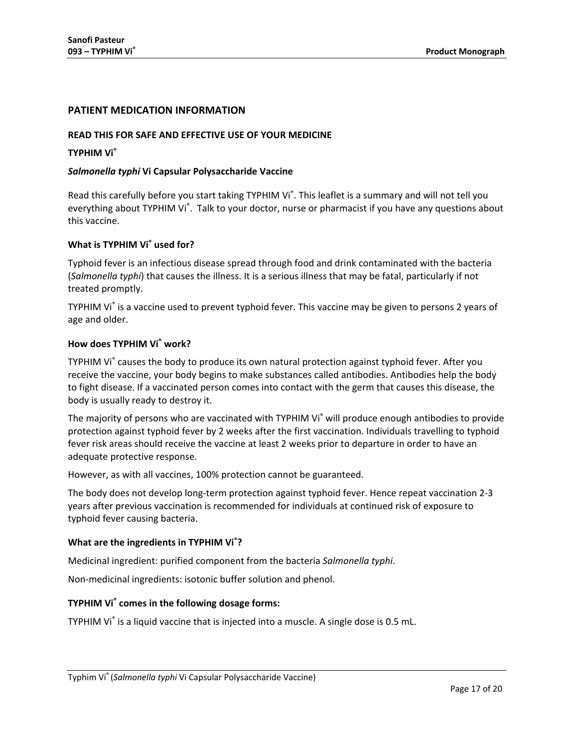## PATIENT MEDICATION INFORMATION

**READ THIS FOR SAFE AND EFFECTIVE USE OF YOUR MEDICINE**

**TYPHIM Vi®**

***Salmonella typhi* Vi Capsular Polysaccharide Vaccine**

Read this carefully before you start taking TYPHIM Vi®. This leaflet is a summary and will not tell you everything about TYPHIM Vi®. Talk to your doctor, nurse or pharmacist if you have any questions about this vaccine.

### What is TYPHIM Vi® used for?

Typhoid fever is an infectious disease spread through food and drink contaminated with the bacteria (*Salmonella typhi*) that causes the illness. It is a serious illness that may be fatal, particularly if not treated promptly.

TYPHIM Vi® is a vaccine used to prevent typhoid fever. This vaccine may be given to persons 2 years of age and older.

### How does TYPHIM Vi® work?

TYPHIM Vi® causes the body to produce its own natural protection against typhoid fever. After you receive the vaccine, your body begins to make substances called antibodies. Antibodies help the body to fight disease. If a vaccinated person comes into contact with the germ that causes this disease, the body is usually ready to destroy it.

The majority of persons who are vaccinated with TYPHIM Vi® will produce enough antibodies to provide protection against typhoid fever by 2 weeks after the first vaccination. Individuals travelling to typhoid fever risk areas should receive the vaccine at least 2 weeks prior to departure in order to have an adequate protective response.

However, as with all vaccines, 100% protection cannot be guaranteed.

The body does not develop long-term protection against typhoid fever. Hence repeat vaccination 2-3 years after previous vaccination is recommended for individuals at continued risk of exposure to typhoid fever causing bacteria.

### What are the ingredients in TYPHIM Vi®?

Medicinal ingredient: purified component from the bacteria *Salmonella typhi*.

Non-medicinal ingredients: isotonic buffer solution and phenol.

### TYPHIM Vi® comes in the following dosage forms:

TYPHIM Vi® is a liquid vaccine that is injected into a muscle. A single dose is 0.5 mL.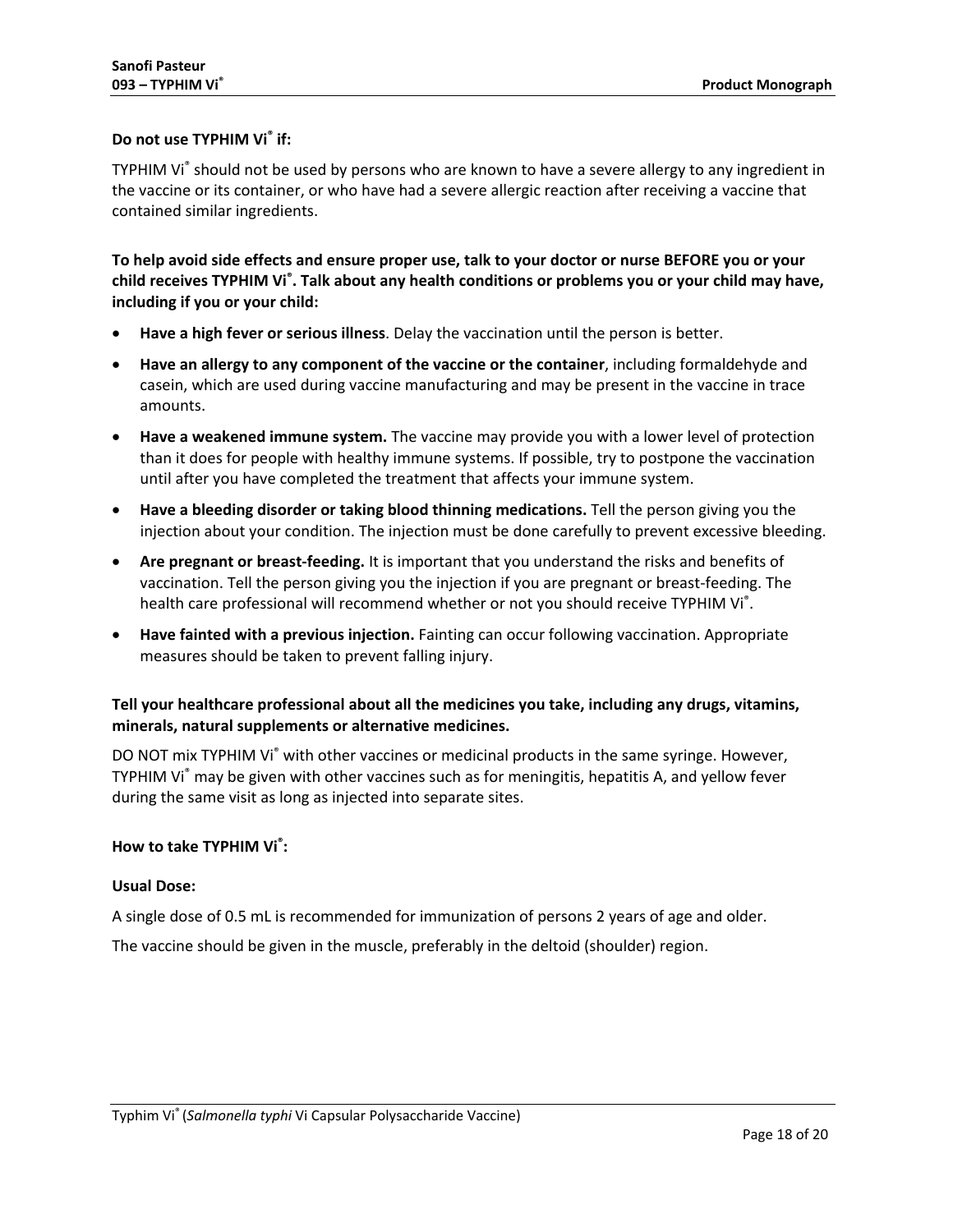**Do not use TYPHIM Vi® if:**

TYPHIM Vi® should not be used by persons who are known to have a severe allergy to any ingredient in the vaccine or its container, or who have had a severe allergic reaction after receiving a vaccine that contained similar ingredients.

**To help avoid side effects and ensure proper use, talk to your doctor or nurse BEFORE you or your child receives TYPHIM Vi®. Talk about any health conditions or problems you or your child may have, including if you or your child:**

- **Have a high fever or serious illness**. Delay the vaccination until the person is better.
- **Have an allergy to any component of the vaccine or the container**, including formaldehyde and casein, which are used during vaccine manufacturing and may be present in the vaccine in trace amounts.
- **Have a weakened immune system.** The vaccine may provide you with a lower level of protection than it does for people with healthy immune systems. If possible, try to postpone the vaccination until after you have completed the treatment that affects your immune system.
- **Have a bleeding disorder or taking blood thinning medications.** Tell the person giving you the injection about your condition. The injection must be done carefully to prevent excessive bleeding.
- **Are pregnant or breast-feeding.** It is important that you understand the risks and benefits of vaccination. Tell the person giving you the injection if you are pregnant or breast-feeding. The health care professional will recommend whether or not you should receive TYPHIM Vi®.
- **Have fainted with a previous injection.** Fainting can occur following vaccination. Appropriate measures should be taken to prevent falling injury.

**Tell your healthcare professional about all the medicines you take, including any drugs, vitamins, minerals, natural supplements or alternative medicines.**

DO NOT mix TYPHIM Vi® with other vaccines or medicinal products in the same syringe. However, TYPHIM Vi® may be given with other vaccines such as for meningitis, hepatitis A, and yellow fever during the same visit as long as injected into separate sites.

**How to take TYPHIM Vi®:**

**Usual Dose:**

A single dose of 0.5 mL is recommended for immunization of persons 2 years of age and older.

The vaccine should be given in the muscle, preferably in the deltoid (shoulder) region.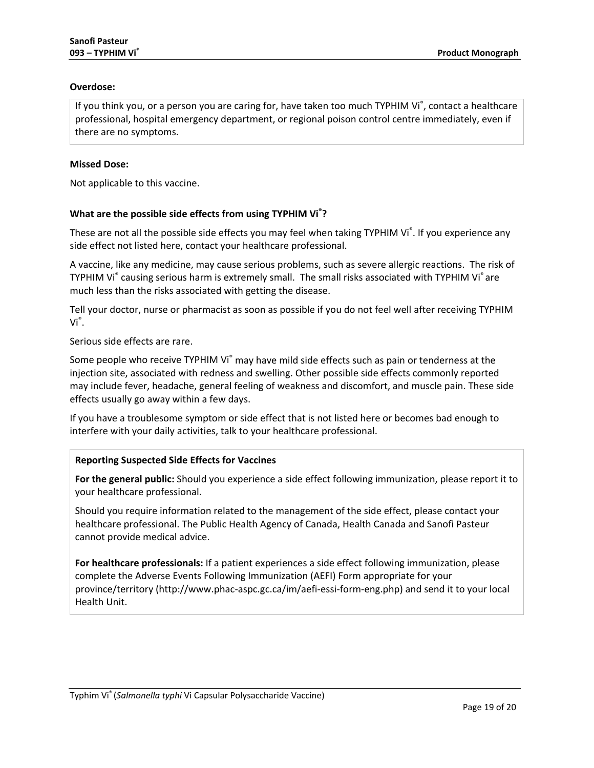**Overdose:**

> If you think you, or a person you are caring for, have taken too much TYPHIM Vi®, contact a healthcare professional, hospital emergency department, or regional poison control centre immediately, even if there are no symptoms.

**Missed Dose:**

Not applicable to this vaccine.

**What are the possible side effects from using TYPHIM Vi®?**

These are not all the possible side effects you may feel when taking TYPHIM Vi®. If you experience any side effect not listed here, contact your healthcare professional.

A vaccine, like any medicine, may cause serious problems, such as severe allergic reactions. The risk of TYPHIM Vi® causing serious harm is extremely small. The small risks associated with TYPHIM Vi® are much less than the risks associated with getting the disease.

Tell your doctor, nurse or pharmacist as soon as possible if you do not feel well after receiving TYPHIM Vi®.

Serious side effects are rare.

Some people who receive TYPHIM Vi® may have mild side effects such as pain or tenderness at the injection site, associated with redness and swelling. Other possible side effects commonly reported may include fever, headache, general feeling of weakness and discomfort, and muscle pain. These side effects usually go away within a few days.

If you have a troublesome symptom or side effect that is not listed here or becomes bad enough to interfere with your daily activities, talk to your healthcare professional.

> **Reporting Suspected Side Effects for Vaccines**
>
> **For the general public:** Should you experience a side effect following immunization, please report it to your healthcare professional.
>
> Should you require information related to the management of the side effect, please contact your healthcare professional. The Public Health Agency of Canada, Health Canada and Sanofi Pasteur cannot provide medical advice.
>
> **For healthcare professionals:** If a patient experiences a side effect following immunization, please complete the Adverse Events Following Immunization (AEFI) Form appropriate for your province/territory (http://www.phac-aspc.gc.ca/im/aefi-essi-form-eng.php) and send it to your local Health Unit.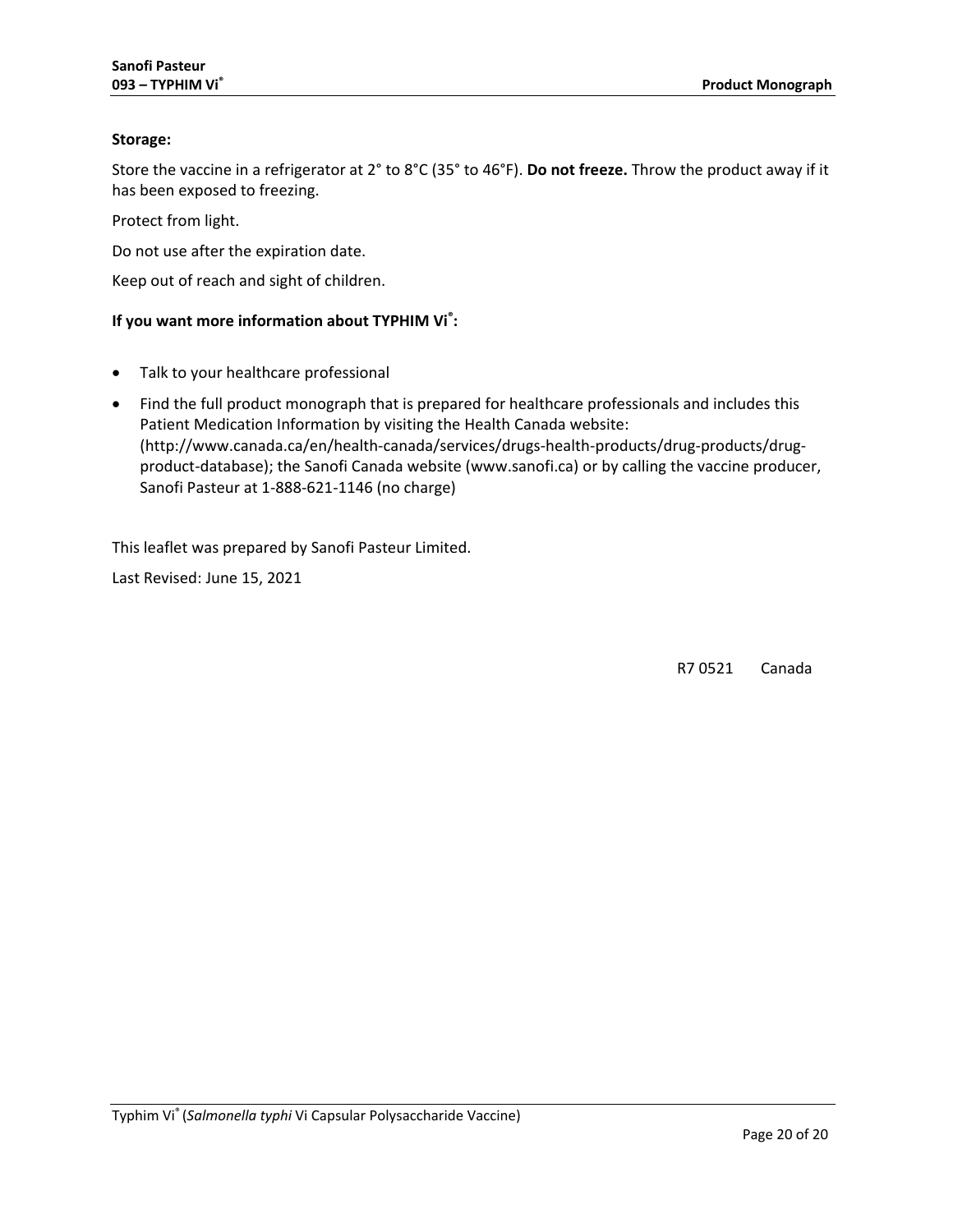**Storage:**

Store the vaccine in a refrigerator at 2° to 8°C (35° to 46°F). **Do not freeze.** Throw the product away if it has been exposed to freezing.

Protect from light.

Do not use after the expiration date.

Keep out of reach and sight of children.

**If you want more information about TYPHIM Vi®:**

- Talk to your healthcare professional
- Find the full product monograph that is prepared for healthcare professionals and includes this Patient Medication Information by visiting the Health Canada website: (http://www.canada.ca/en/health-canada/services/drugs-health-products/drug-products/drug-product-database); the Sanofi Canada website (www.sanofi.ca) or by calling the vaccine producer, Sanofi Pasteur at 1-888-621-1146 (no charge)

This leaflet was prepared by Sanofi Pasteur Limited.

Last Revised: June 15, 2021

R7 0521 Canada